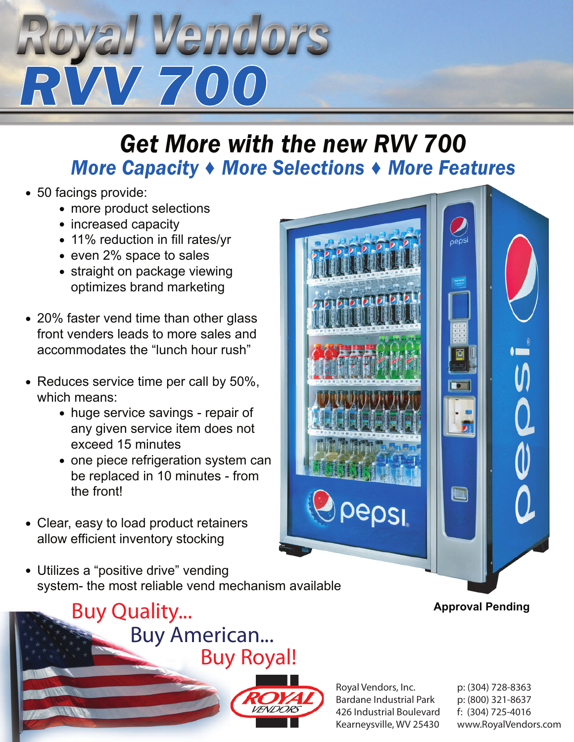# Royal Vendors RVV 700

## Get More with the new RVV 700

### *More Capacity ♦ More Selections ♦ More Features*

- 50 facings provide:
  - more product selections
  - increased capacity
  - 11% reduction in fill rates/yr
  - even 2% space to sales
  - straight on package viewing optimizes brand marketing
- 20% faster vend time than other glass front venders leads to more sales and accommodates the "lunch hour rush"
- Reduces service time per call by 50%, which means:
  - huge service savings - repair of any given service item does not exceed 15 minutes
  - one piece refrigeration system can be replaced in 10 minutes - from the front!
- Clear, easy to load product retainers allow efficient inventory stocking
- Utilizes a "positive drive" vending system- the most reliable vend mechanism available

**Approval Pending**

Buy Quality...
Buy American...
Buy Royal!

Royal Vendors, Inc.
Bardane Industrial Park
426 Industrial Boulevard
Kearneysville, WV 25430

p: (304) 728-8363
p: (800) 321-8637
f: (304) 725-4016
www.RoyalVendors.com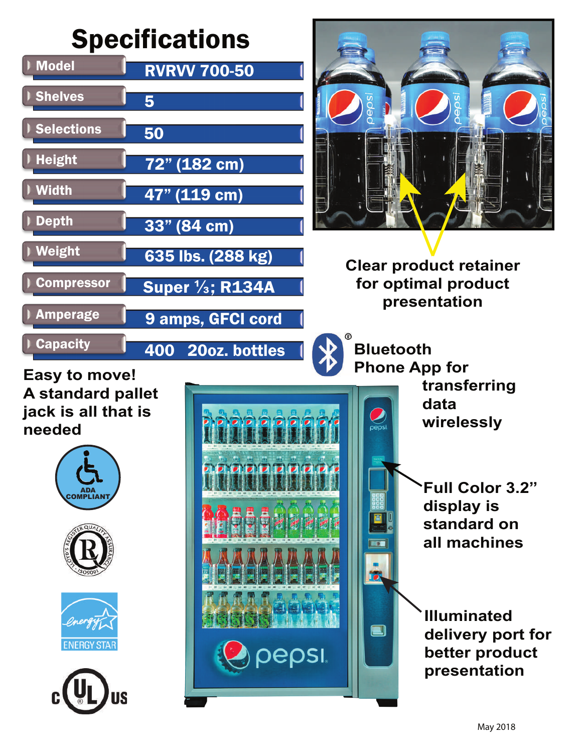# Specifications

| | |
|---|---|
| Model | RVRVV 700-50 |
| Shelves | 5 |
| Selections | 50 |
| Height | 72" (182 cm) |
| Width | 47" (119 cm) |
| Depth | 33" (84 cm) |
| Weight | 635 lbs. (288 kg) |
| Compressor | Super ⅓; R134A |
| Amperage | 9 amps, GFCI cord |
| Capacity | 400 20oz. bottles |

**Easy to move! A standard pallet jack is all that is needed**

ADA COMPLIANT

ENERGY STAR

**Clear product retainer for optimal product presentation**

**Bluetooth Phone App for transferring data wirelessly**

**Full Color 3.2" display is standard on all machines**

**Illuminated delivery port for better product presentation**

May 2018